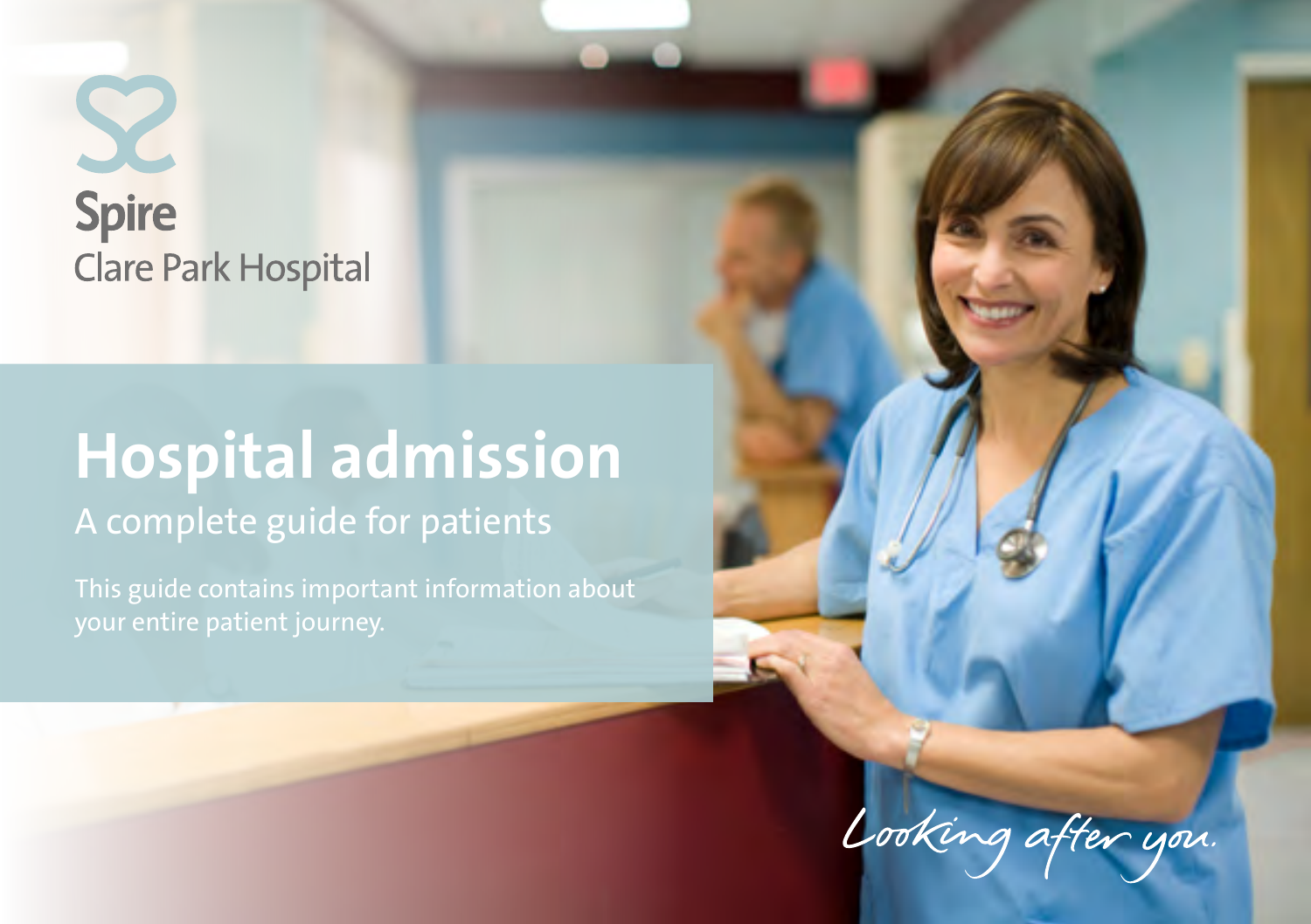Spire

Clare Park Hospital

# Hospital admission

## A complete guide for patients

This guide contains important information about your entire patient journey.

*Looking after you.*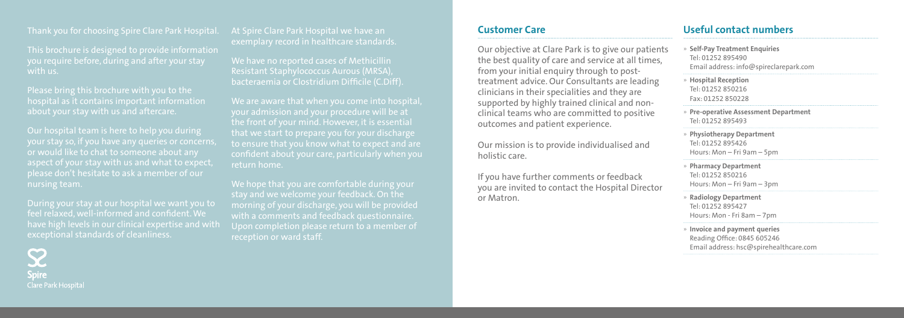Thank you for choosing Spire Clare Park Hospital.

This brochure is designed to provide information you require before, during and after your stay with us.

Please bring this brochure with you to the hospital as it contains important information about your stay with us and aftercare.

Our hospital team is here to help you during your stay so, if you have any queries or concerns, or would like to chat to someone about any aspect of your stay with us and what to expect, please don't hesitate to ask a member of our nursing team.

During your stay at our hospital we want you to feel relaxed, well-informed and confident. We have high levels in our clinical expertise and with exceptional standards of cleanliness.

At Spire Clare Park Hospital we have an exemplary record in healthcare standards.

We have no reported cases of Methicillin Resistant Staphylococcus Aurous (MRSA), bacteraemia or Clostridium Difficile (C.Diff).

We are aware that when you come into hospital, your admission and your procedure will be at the front of your mind. However, it is essential that we start to prepare you for your discharge to ensure that you know what to expect and are confident about your care, particularly when you return home.

We hope that you are comfortable during your stay and we welcome your feedback. On the morning of your discharge, you will be provided with a comments and feedback questionnaire. Upon completion please return to a member of reception or ward staff.

Spire
Clare Park Hospital

## Customer Care

Our objective at Clare Park is to give our patients the best quality of care and service at all times, from your initial enquiry through to post-treatment advice. Our Consultants are leading clinicians in their specialities and they are supported by highly trained clinical and non-clinical teams who are committed to positive outcomes and patient experience.

Our mission is to provide individualised and holistic care.

If you have further comments or feedback you are invited to contact the Hospital Director or Matron.

## Useful contact numbers

- **Self-Pay Treatment Enquiries**
  Tel: 01252 895490
  Email address: info@spireclarepark.com
- **Hospital Reception**
  Tel: 01252 850216
  Fax: 01252 850228
- **Pre-operative Assessment Department**
  Tel: 01252 895493
- **Physiotherapy Department**
  Tel: 01252 895426
  Hours: Mon – Fri 9am – 5pm
- **Pharmacy Department**
  Tel: 01252 850216
  Hours: Mon – Fri 9am – 3pm
- **Radiology Department**
  Tel: 01252 895427
  Hours: Mon - Fri 8am – 7pm
- **Invoice and payment queries**
  Reading Office: 0845 605246
  Email address: hsc@spirehealthcare.com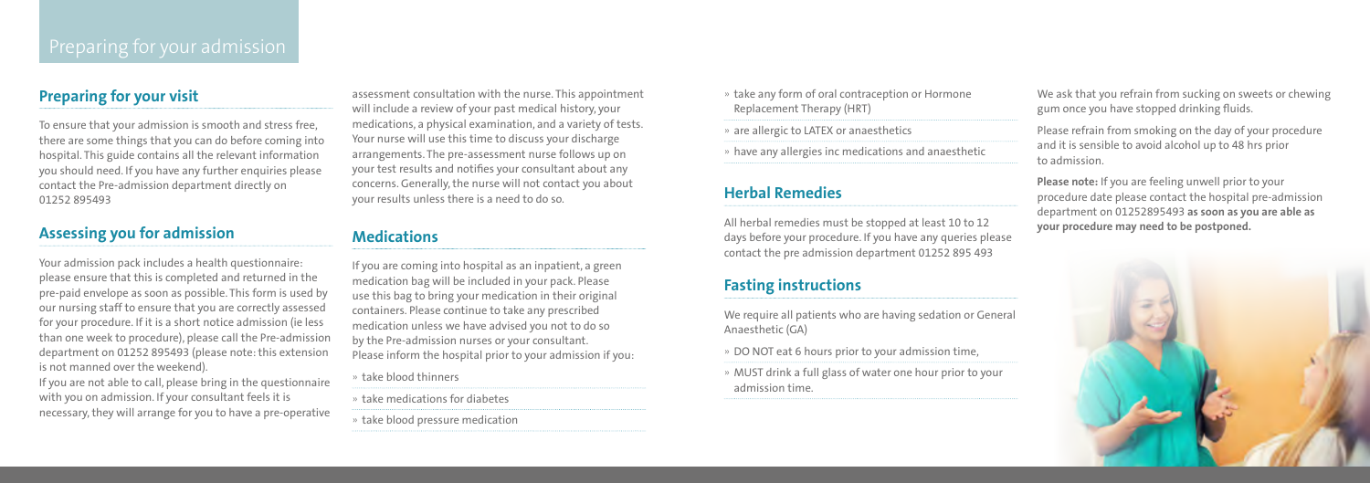# Preparing for your admission

## Preparing for your visit

To ensure that your admission is smooth and stress free, there are some things that you can do before coming into hospital. This guide contains all the relevant information you should need. If you have any further enquiries please contact the Pre-admission department directly on 01252 895493

## Assessing you for admission

Your admission pack includes a health questionnaire: please ensure that this is completed and returned in the pre-paid envelope as soon as possible. This form is used by our nursing staff to ensure that you are correctly assessed for your procedure. If it is a short notice admission (ie less than one week to procedure), please call the Pre-admission department on 01252 895493 (please note: this extension is not manned over the weekend).

If you are not able to call, please bring in the questionnaire with you on admission. If your consultant feels it is necessary, they will arrange for you to have a pre-operative assessment consultation with the nurse. This appointment will include a review of your past medical history, your medications, a physical examination, and a variety of tests. Your nurse will use this time to discuss your discharge arrangements. The pre-assessment nurse follows up on your test results and notifies your consultant about any concerns. Generally, the nurse will not contact you about your results unless there is a need to do so.

## Medications

If you are coming into hospital as an inpatient, a green medication bag will be included in your pack. Please use this bag to bring your medication in their original containers. Please continue to take any prescribed medication unless we have advised you not to do so by the Pre-admission nurses or your consultant. Please inform the hospital prior to your admission if you:

- take blood thinners
- take medications for diabetes
- take blood pressure medication
- take any form of oral contraception or Hormone Replacement Therapy (HRT)
- are allergic to LATEX or anaesthetics
- have any allergies inc medications and anaesthetic

## Herbal Remedies

All herbal remedies must be stopped at least 10 to 12 days before your procedure. If you have any queries please contact the pre admission department 01252 895 493

## Fasting instructions

We require all patients who are having sedation or General Anaesthetic (GA)

- DO NOT eat 6 hours prior to your admission time,
- MUST drink a full glass of water one hour prior to your admission time.

We ask that you refrain from sucking on sweets or chewing gum once you have stopped drinking fluids.

Please refrain from smoking on the day of your procedure and it is sensible to avoid alcohol up to 48 hrs prior to admission.

**Please note:** If you are feeling unwell prior to your procedure date please contact the hospital pre-admission department on 01252895493 **as soon as you are able as your procedure may need to be postponed.**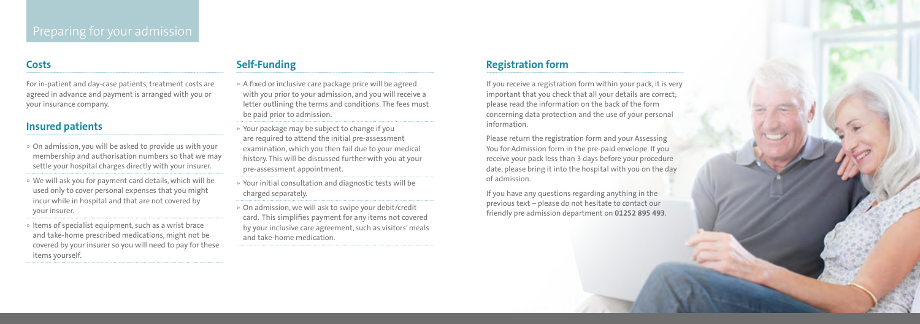# Preparing for your admission

## Costs

For in-patient and day-case patients, treatment costs are agreed in advance and payment is arranged with you or your insurance company.

## Insured patients

- On admission, you will be asked to provide us with your membership and authorisation numbers so that we may settle your hospital charges directly with your insurer.
- We will ask you for payment card details, which will be used only to cover personal expenses that you might incur while in hospital and that are not covered by your insurer.
- Items of specialist equipment, such as a wrist brace and take-home prescribed medications, might not be covered by your insurer so you will need to pay for these items yourself.

## Self-Funding

- A fixed or inclusive care package price will be agreed with you prior to your admission, and you will receive a letter outlining the terms and conditions. The fees must be paid prior to admission.
- Your package may be subject to change if you are required to attend the initial pre-assessment examination, which you then fail due to your medical history. This will be discussed further with you at your pre-assessment appointment.
- Your initial consultation and diagnostic tests will be charged separately.
- On admission, we will ask to swipe your debit/credit card. This simplifies payment for any items not covered by your inclusive care agreement, such as visitors' meals and take-home medication.

## Registration form

If you receive a registration form within your pack, it is very important that you check that all your details are correct; please read the information on the back of the form concerning data protection and the use of your personal information.

Please return the registration form and your Assessing You for Admission form in the pre-paid envelope. If you receive your pack less than 3 days before your procedure date, please bring it into the hospital with you on the day of admission.

If you have any questions regarding anything in the previous text – please do not hesitate to contact our friendly pre admission department on **01252 895 493**.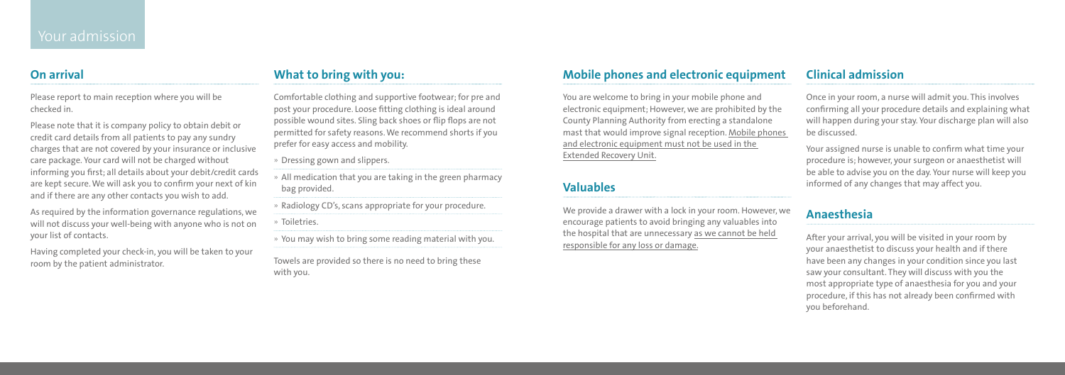# Your admission

## On arrival

Please report to main reception where you will be checked in.

Please note that it is company policy to obtain debit or credit card details from all patients to pay any sundry charges that are not covered by your insurance or inclusive care package. Your card will not be charged without informing you first; all details about your debit/credit cards are kept secure. We will ask you to confirm your next of kin and if there are any other contacts you wish to add.

As required by the information governance regulations, we will not discuss your well-being with anyone who is not on your list of contacts.

Having completed your check-in, you will be taken to your room by the patient administrator.

## What to bring with you:

Comfortable clothing and supportive footwear; for pre and post your procedure. Loose fitting clothing is ideal around possible wound sites. Sling back shoes or flip flops are not permitted for safety reasons. We recommend shorts if you prefer for easy access and mobility.

- Dressing gown and slippers.
- All medication that you are taking in the green pharmacy bag provided.
- Radiology CD's, scans appropriate for your procedure.
- Toiletries.
- You may wish to bring some reading material with you.

Towels are provided so there is no need to bring these with you.

## Mobile phones and electronic equipment

You are welcome to bring in your mobile phone and electronic equipment; However, we are prohibited by the County Planning Authority from erecting a standalone mast that would improve signal reception. Mobile phones and electronic equipment must not be used in the Extended Recovery Unit.

## Valuables

We provide a drawer with a lock in your room. However, we encourage patients to avoid bringing any valuables into the hospital that are unnecessary as we cannot be held responsible for any loss or damage.

## Clinical admission

Once in your room, a nurse will admit you. This involves confirming all your procedure details and explaining what will happen during your stay. Your discharge plan will also be discussed.

Your assigned nurse is unable to confirm what time your procedure is; however, your surgeon or anaesthetist will be able to advise you on the day. Your nurse will keep you informed of any changes that may affect you.

## Anaesthesia

After your arrival, you will be visited in your room by your anaesthetist to discuss your health and if there have been any changes in your condition since you last saw your consultant. They will discuss with you the most appropriate type of anaesthesia for you and your procedure, if this has not already been confirmed with you beforehand.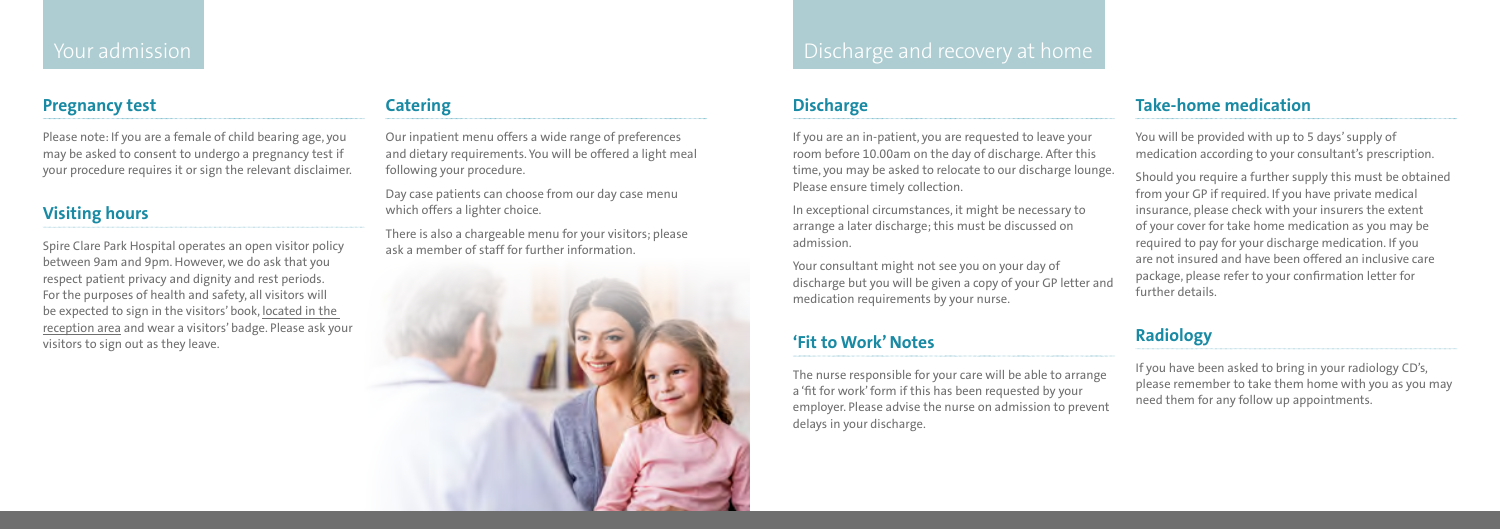# Your admission

## Pregnancy test

Please note: If you are a female of child bearing age, you may be asked to consent to undergo a pregnancy test if your procedure requires it or sign the relevant disclaimer.

## Visiting hours

Spire Clare Park Hospital operates an open visitor policy between 9am and 9pm. However, we do ask that you respect patient privacy and dignity and rest periods. For the purposes of health and safety, all visitors will be expected to sign in the visitors' book, located in the reception area and wear a visitors' badge. Please ask your visitors to sign out as they leave.

## Catering

Our inpatient menu offers a wide range of preferences and dietary requirements. You will be offered a light meal following your procedure.

Day case patients can choose from our day case menu which offers a lighter choice.

There is also a chargeable menu for your visitors; please ask a member of staff for further information.

# Discharge and recovery at home

## Discharge

If you are an in-patient, you are requested to leave your room before 10.00am on the day of discharge. After this time, you may be asked to relocate to our discharge lounge. Please ensure timely collection.

In exceptional circumstances, it might be necessary to arrange a later discharge; this must be discussed on admission.

Your consultant might not see you on your day of discharge but you will be given a copy of your GP letter and medication requirements by your nurse.

## 'Fit to Work' Notes

The nurse responsible for your care will be able to arrange a 'fit for work' form if this has been requested by your employer. Please advise the nurse on admission to prevent delays in your discharge.

## Take-home medication

You will be provided with up to 5 days' supply of medication according to your consultant's prescription.

Should you require a further supply this must be obtained from your GP if required. If you have private medical insurance, please check with your insurers the extent of your cover for take home medication as you may be required to pay for your discharge medication. If you are not insured and have been offered an inclusive care package, please refer to your confirmation letter for further details.

## Radiology

If you have been asked to bring in your radiology CD's, please remember to take them home with you as you may need them for any follow up appointments.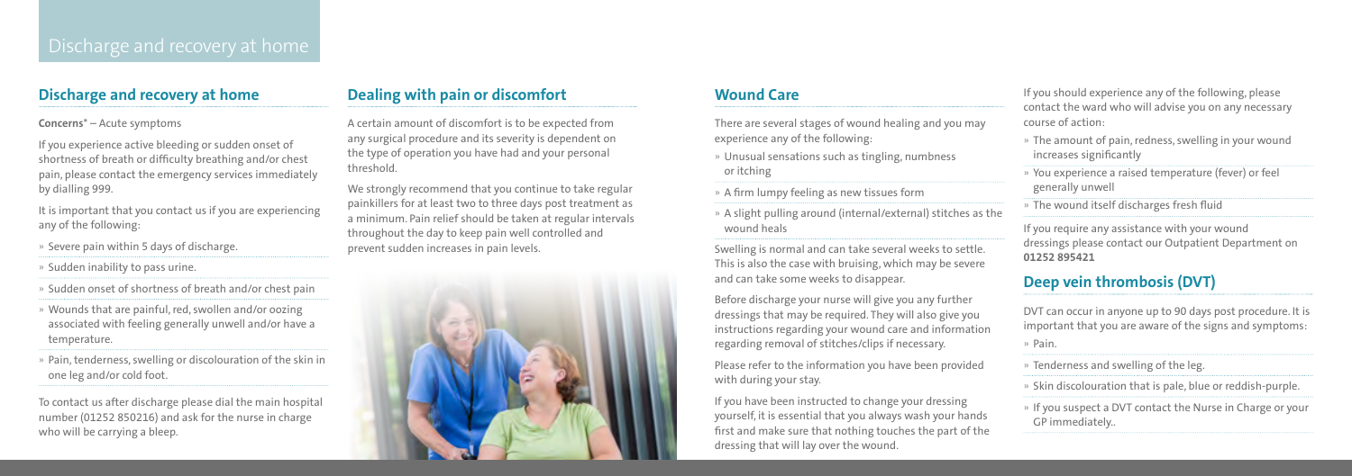# Discharge and recovery at home

## Discharge and recovery at home

**Concerns*** – Acute symptoms

If you experience active bleeding or sudden onset of shortness of breath or difficulty breathing and/or chest pain, please contact the emergency services immediately by dialling 999.

It is important that you contact us if you are experiencing any of the following:

- Severe pain within 5 days of discharge.
- Sudden inability to pass urine.
- Sudden onset of shortness of breath and/or chest pain
- Wounds that are painful, red, swollen and/or oozing associated with feeling generally unwell and/or have a temperature.
- Pain, tenderness, swelling or discolouration of the skin in one leg and/or cold foot.

To contact us after discharge please dial the main hospital number (01252 850216) and ask for the nurse in charge who will be carrying a bleep.

## Dealing with pain or discomfort

A certain amount of discomfort is to be expected from any surgical procedure and its severity is dependent on the type of operation you have had and your personal threshold.

We strongly recommend that you continue to take regular painkillers for at least two to three days post treatment as a minimum. Pain relief should be taken at regular intervals throughout the day to keep pain well controlled and prevent sudden increases in pain levels.

## Wound Care

There are several stages of wound healing and you may experience any of the following:

- Unusual sensations such as tingling, numbness or itching
- A firm lumpy feeling as new tissues form
- A slight pulling around (internal/external) stitches as the wound heals

Swelling is normal and can take several weeks to settle. This is also the case with bruising, which may be severe and can take some weeks to disappear.

Before discharge your nurse will give you any further dressings that may be required. They will also give you instructions regarding your wound care and information regarding removal of stitches/clips if necessary.

Please refer to the information you have been provided with during your stay.

If you have been instructed to change your dressing yourself, it is essential that you always wash your hands first and make sure that nothing touches the part of the dressing that will lay over the wound.

If you should experience any of the following, please contact the ward who will advise you on any necessary course of action:

- The amount of pain, redness, swelling in your wound increases significantly
- You experience a raised temperature (fever) or feel generally unwell
- The wound itself discharges fresh fluid

If you require any assistance with your wound dressings please contact our Outpatient Department on **01252 895421**

## Deep vein thrombosis (DVT)

DVT can occur in anyone up to 90 days post procedure. It is important that you are aware of the signs and symptoms:

- Pain.
- Tenderness and swelling of the leg.
- Skin discolouration that is pale, blue or reddish-purple.
- If you suspect a DVT contact the Nurse in Charge or your GP immediately..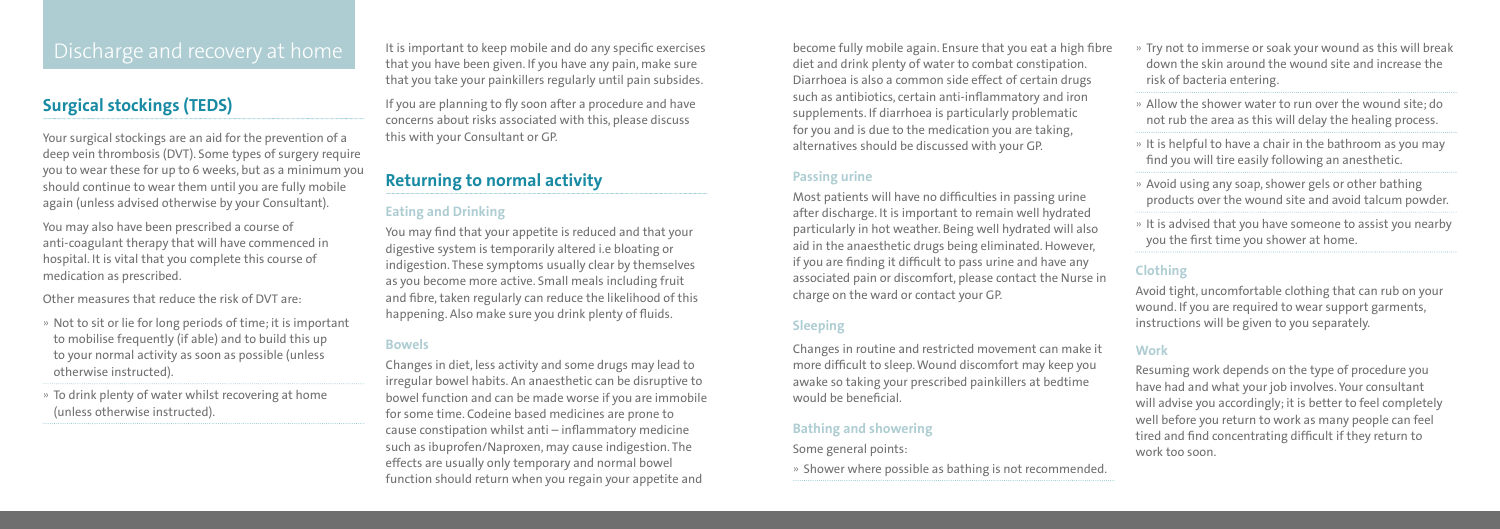# Discharge and recovery at home

## Surgical stockings (TEDS)

Your surgical stockings are an aid for the prevention of a deep vein thrombosis (DVT). Some types of surgery require you to wear these for up to 6 weeks, but as a minimum you should continue to wear them until you are fully mobile again (unless advised otherwise by your Consultant).

You may also have been prescribed a course of anti-coagulant therapy that will have commenced in hospital. It is vital that you complete this course of medication as prescribed.

Other measures that reduce the risk of DVT are:

- Not to sit or lie for long periods of time; it is important to mobilise frequently (if able) and to build this up to your normal activity as soon as possible (unless otherwise instructed).
- To drink plenty of water whilst recovering at home (unless otherwise instructed).

It is important to keep mobile and do any specific exercises that you have been given. If you have any pain, make sure that you take your painkillers regularly until pain subsides.

If you are planning to fly soon after a procedure and have concerns about risks associated with this, please discuss this with your Consultant or GP.

## Returning to normal activity

### Eating and Drinking

You may find that your appetite is reduced and that your digestive system is temporarily altered i.e bloating or indigestion. These symptoms usually clear by themselves as you become more active. Small meals including fruit and fibre, taken regularly can reduce the likelihood of this happening. Also make sure you drink plenty of fluids.

### Bowels

Changes in diet, less activity and some drugs may lead to irregular bowel habits. An anaesthetic can be disruptive to bowel function and can be made worse if you are immobile for some time. Codeine based medicines are prone to cause constipation whilst anti – inflammatory medicine such as ibuprofen/Naproxen, may cause indigestion. The effects are usually only temporary and normal bowel function should return when you regain your appetite and become fully mobile again. Ensure that you eat a high fibre diet and drink plenty of water to combat constipation. Diarrhoea is also a common side effect of certain drugs such as antibiotics, certain anti-inflammatory and iron supplements. If diarrhoea is particularly problematic for you and is due to the medication you are taking, alternatives should be discussed with your GP.

### Passing urine

Most patients will have no difficulties in passing urine after discharge. It is important to remain well hydrated particularly in hot weather. Being well hydrated will also aid in the anaesthetic drugs being eliminated. However, if you are finding it difficult to pass urine and have any associated pain or discomfort, please contact the Nurse in charge on the ward or contact your GP.

### Sleeping

Changes in routine and restricted movement can make it more difficult to sleep. Wound discomfort may keep you awake so taking your prescribed painkillers at bedtime would be beneficial.

### Bathing and showering

Some general points:

- Shower where possible as bathing is not recommended.
- Try not to immerse or soak your wound as this will break down the skin around the wound site and increase the risk of bacteria entering.
- Allow the shower water to run over the wound site; do not rub the area as this will delay the healing process.
- It is helpful to have a chair in the bathroom as you may find you will tire easily following an anesthetic.
- Avoid using any soap, shower gels or other bathing products over the wound site and avoid talcum powder.
- It is advised that you have someone to assist you nearby you the first time you shower at home.

### Clothing

Avoid tight, uncomfortable clothing that can rub on your wound. If you are required to wear support garments, instructions will be given to you separately.

### Work

Resuming work depends on the type of procedure you have had and what your job involves. Your consultant will advise you accordingly; it is better to feel completely well before you return to work as many people can feel tired and find concentrating difficult if they return to work too soon.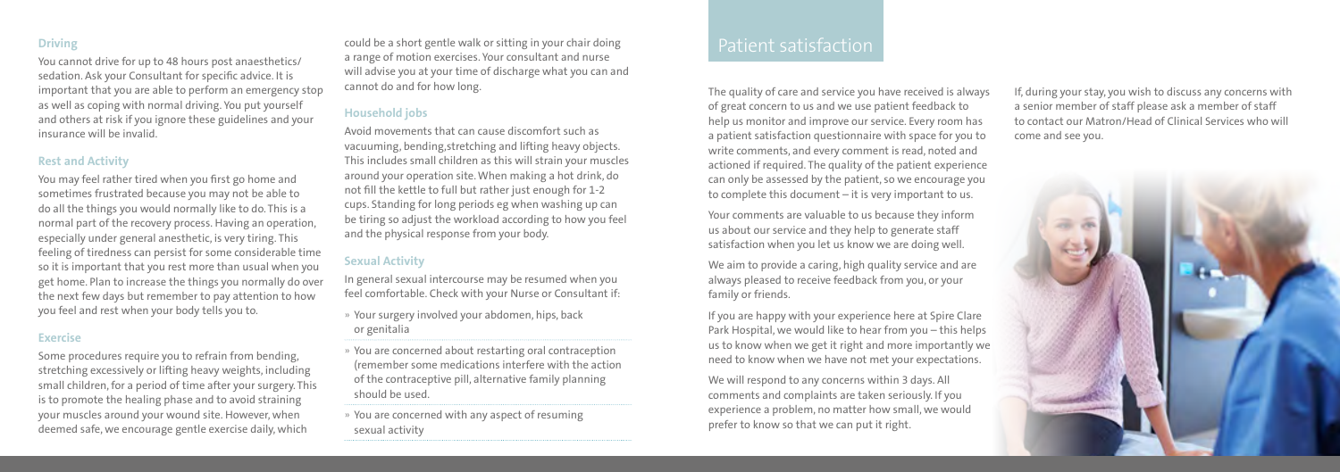### Driving

You cannot drive for up to 48 hours post anaesthetics/ sedation. Ask your Consultant for specific advice. It is important that you are able to perform an emergency stop as well as coping with normal driving. You put yourself and others at risk if you ignore these guidelines and your insurance will be invalid.

### Rest and Activity

You may feel rather tired when you first go home and sometimes frustrated because you may not be able to do all the things you would normally like to do. This is a normal part of the recovery process. Having an operation, especially under general anesthetic, is very tiring. This feeling of tiredness can persist for some considerable time so it is important that you rest more than usual when you get home. Plan to increase the things you normally do over the next few days but remember to pay attention to how you feel and rest when your body tells you to.

### Exercise

Some procedures require you to refrain from bending, stretching excessively or lifting heavy weights, including small children, for a period of time after your surgery. This is to promote the healing phase and to avoid straining your muscles around your wound site. However, when deemed safe, we encourage gentle exercise daily, which could be a short gentle walk or sitting in your chair doing a range of motion exercises. Your consultant and nurse will advise you at your time of discharge what you can and cannot do and for how long.

### Household jobs

Avoid movements that can cause discomfort such as vacuuming, bending,stretching and lifting heavy objects. This includes small children as this will strain your muscles around your operation site. When making a hot drink, do not fill the kettle to full but rather just enough for 1-2 cups. Standing for long periods eg when washing up can be tiring so adjust the workload according to how you feel and the physical response from your body.

### Sexual Activity

In general sexual intercourse may be resumed when you feel comfortable. Check with your Nurse or Consultant if:

- Your surgery involved your abdomen, hips, back or genitalia
- You are concerned about restarting oral contraception (remember some medications interfere with the action of the contraceptive pill, alternative family planning should be used.
- You are concerned with any aspect of resuming sexual activity

## Patient satisfaction

The quality of care and service you have received is always of great concern to us and we use patient feedback to help us monitor and improve our service. Every room has a patient satisfaction questionnaire with space for you to write comments, and every comment is read, noted and actioned if required. The quality of the patient experience can only be assessed by the patient, so we encourage you to complete this document – it is very important to us.

Your comments are valuable to us because they inform us about our service and they help to generate staff satisfaction when you let us know we are doing well.

We aim to provide a caring, high quality service and are always pleased to receive feedback from you, or your family or friends.

If you are happy with your experience here at Spire Clare Park Hospital, we would like to hear from you – this helps us to know when we get it right and more importantly we need to know when we have not met your expectations.

We will respond to any concerns within 3 days. All comments and complaints are taken seriously. If you experience a problem, no matter how small, we would prefer to know so that we can put it right.

If, during your stay, you wish to discuss any concerns with a senior member of staff please ask a member of staff to contact our Matron/Head of Clinical Services who will come and see you.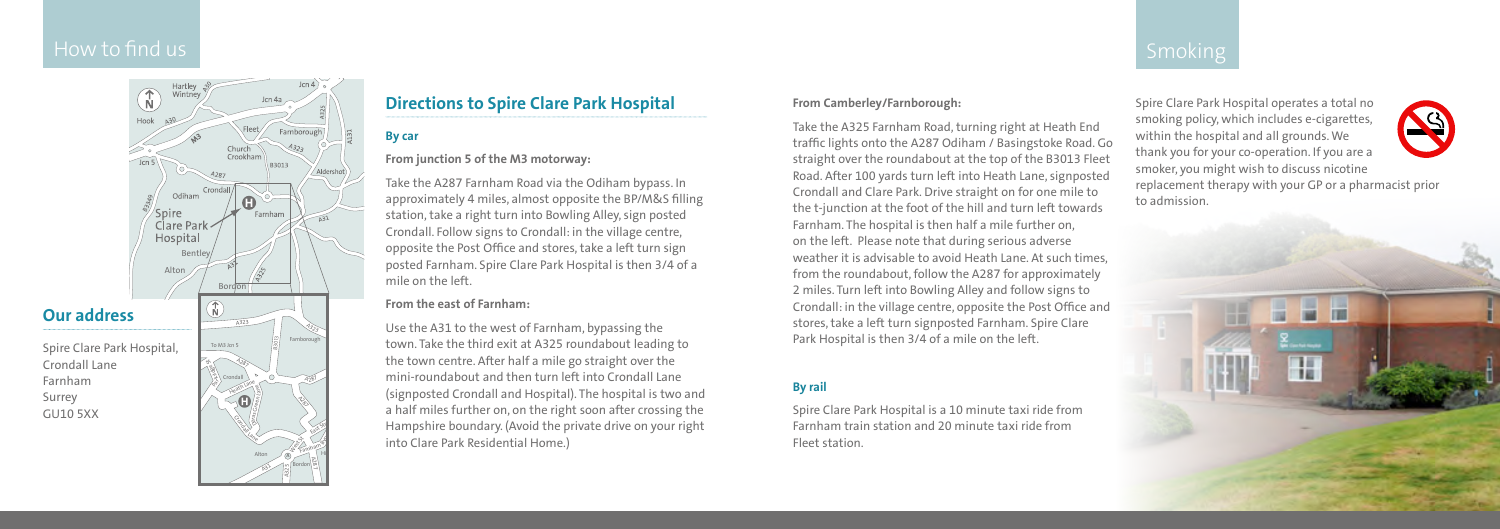# How to find us

## Our address

Spire Clare Park Hospital,
Crondall Lane
Farnham
Surrey
GU10 5XX

## Directions to Spire Clare Park Hospital

### By car

**From junction 5 of the M3 motorway:**

Take the A287 Farnham Road via the Odiham bypass. In approximately 4 miles, almost opposite the BP/M&S filling station, take a right turn into Bowling Alley, sign posted Crondall. Follow signs to Crondall: in the village centre, opposite the Post Office and stores, take a left turn sign posted Farnham. Spire Clare Park Hospital is then 3/4 of a mile on the left.

**From the east of Farnham:**

Use the A31 to the west of Farnham, bypassing the town. Take the third exit at A325 roundabout leading to the town centre. After half a mile go straight over the mini-roundabout and then turn left into Crondall Lane (signposted Crondall and Hospital). The hospital is two and a half miles further on, on the right soon after crossing the Hampshire boundary. (Avoid the private drive on your right into Clare Park Residential Home.)

**From Camberley/Farnborough:**

Take the A325 Farnham Road, turning right at Heath End traffic lights onto the A287 Odiham / Basingstoke Road. Go straight over the roundabout at the top of the B3013 Fleet Road. After 100 yards turn left into Heath Lane, signposted Crondall and Clare Park. Drive straight on for one mile to the t-junction at the foot of the hill and turn left towards Farnham. The hospital is then half a mile further on, on the left. Please note that during serious adverse weather it is advisable to avoid Heath Lane. At such times, from the roundabout, follow the A287 for approximately 2 miles. Turn left into Bowling Alley and follow signs to Crondall: in the village centre, opposite the Post Office and stores, take a left turn signposted Farnham. Spire Clare Park Hospital is then 3/4 of a mile on the left.

### By rail

Spire Clare Park Hospital is a 10 minute taxi ride from Farnham train station and 20 minute taxi ride from Fleet station.

# Smoking

Spire Clare Park Hospital operates a total no smoking policy, which includes e-cigarettes, within the hospital and all grounds. We thank you for your co-operation. If you are a smoker, you might wish to discuss nicotine replacement therapy with your GP or a pharmacist prior to admission.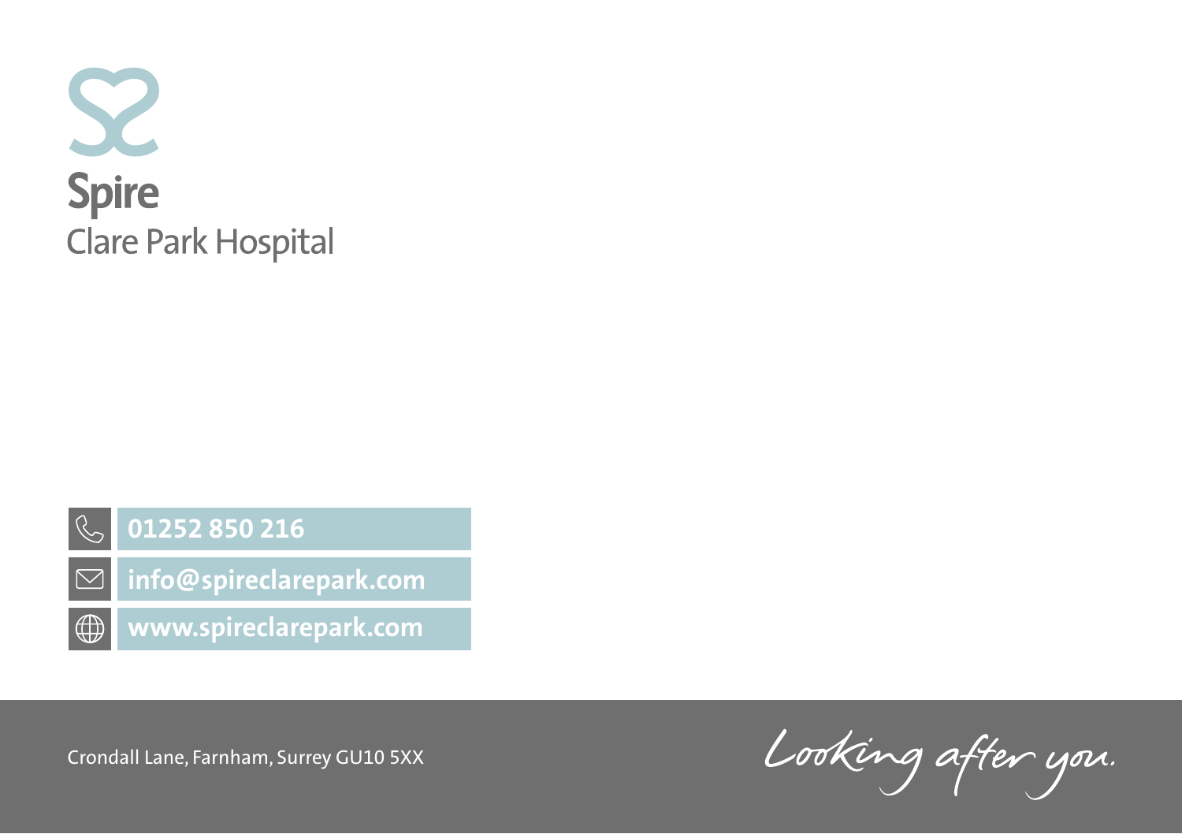# Spire

Clare Park Hospital

01252 850 216

info@spireclarepark.com

www.spireclarepark.com

Crondall Lane, Farnham, Surrey GU10 5XX

*Looking after you.*